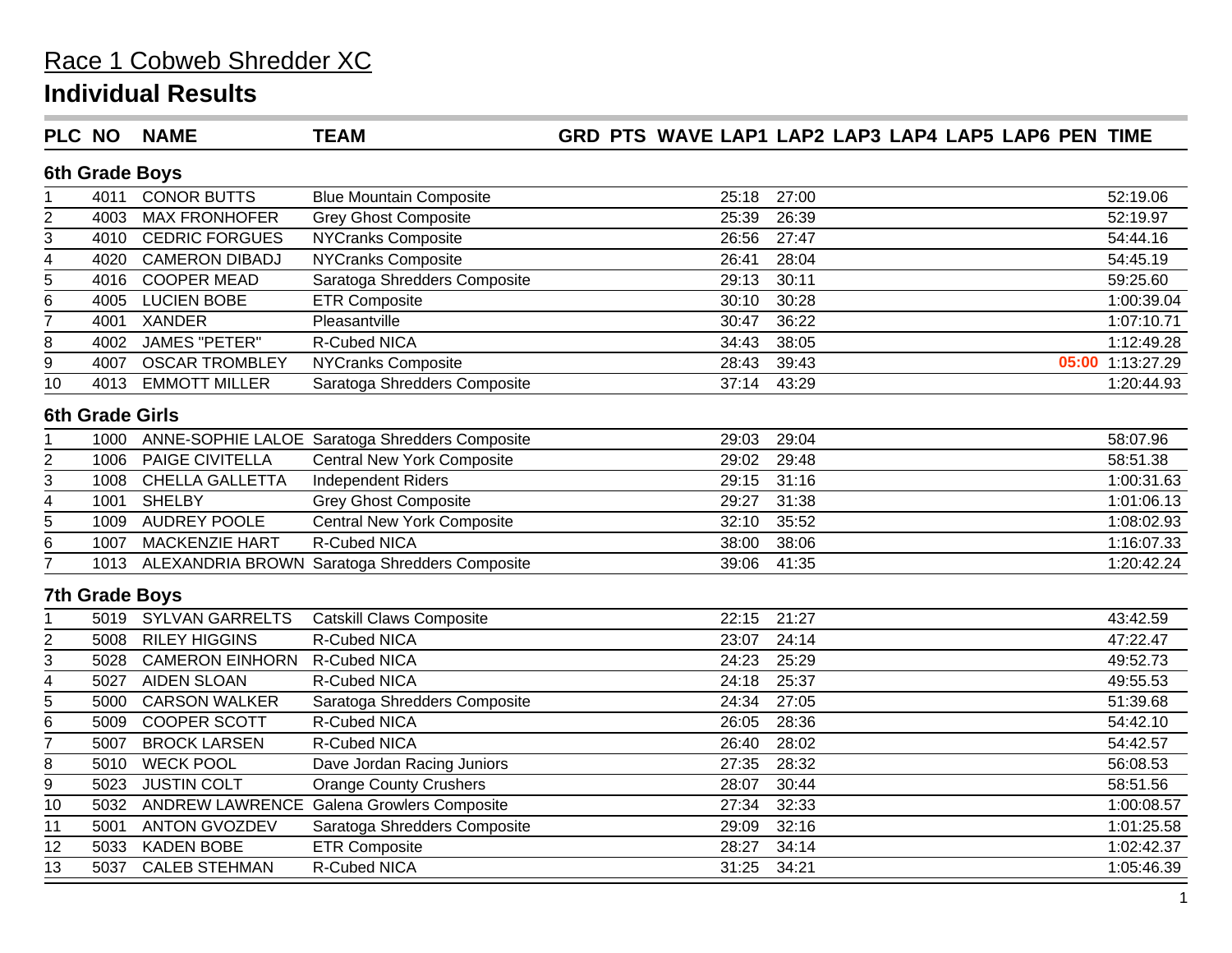# Race 1 Cobweb Shredder XC

## Individual Results

| PLC | NO | NAME | TEAM | GRD | PTS | WAVE | LAP1 | LAP2 | LAP3 | LAP4 | LAP5 | LAP6 | PEN | TIME |
|---|---|---|---|---|---|---|---|---|---|---|---|---|---|---|
| **6th Grade Boys** | | | | | | | | | | | | | | |
| 1 | 4011 | CONOR BUTTS | Blue Mountain Composite | | | | 25:18 | 27:00 | | | | | | 52:19.06 |
| 2 | 4003 | MAX FRONHOFER | Grey Ghost Composite | | | | 25:39 | 26:39 | | | | | | 52:19.97 |
| 3 | 4010 | CEDRIC FORGUES | NYCranks Composite | | | | 26:56 | 27:47 | | | | | | 54:44.16 |
| 4 | 4020 | CAMERON DIBADJ | NYCranks Composite | | | | 26:41 | 28:04 | | | | | | 54:45.19 |
| 5 | 4016 | COOPER MEAD | Saratoga Shredders Composite | | | | 29:13 | 30:11 | | | | | | 59:25.60 |
| 6 | 4005 | LUCIEN BOBE | ETR Composite | | | | 30:10 | 30:28 | | | | | | 1:00:39.04 |
| 7 | 4001 | XANDER | Pleasantville | | | | 30:47 | 36:22 | | | | | | 1:07:10.71 |
| 8 | 4002 | JAMES "PETER" | R-Cubed NICA | | | | 34:43 | 38:05 | | | | | | 1:12:49.28 |
| 9 | 4007 | OSCAR TROMBLEY | NYCranks Composite | | | | 28:43 | 39:43 | | | | | 05:00 | 1:13:27.29 |
| 10 | 4013 | EMMOTT MILLER | Saratoga Shredders Composite | | | | 37:14 | 43:29 | | | | | | 1:20:44.93 |
| **6th Grade Girls** | | | | | | | | | | | | | | |
| 1 | 1000 | ANNE-SOPHIE LALOE | Saratoga Shredders Composite | | | | 29:03 | 29:04 | | | | | | 58:07.96 |
| 2 | 1006 | PAIGE CIVITELLA | Central New York Composite | | | | 29:02 | 29:48 | | | | | | 58:51.38 |
| 3 | 1008 | CHELLA GALLETTA | Independent Riders | | | | 29:15 | 31:16 | | | | | | 1:00:31.63 |
| 4 | 1001 | SHELBY | Grey Ghost Composite | | | | 29:27 | 31:38 | | | | | | 1:01:06.13 |
| 5 | 1009 | AUDREY POOLE | Central New York Composite | | | | 32:10 | 35:52 | | | | | | 1:08:02.93 |
| 6 | 1007 | MACKENZIE HART | R-Cubed NICA | | | | 38:00 | 38:06 | | | | | | 1:16:07.33 |
| 7 | 1013 | ALEXANDRIA BROWN | Saratoga Shredders Composite | | | | 39:06 | 41:35 | | | | | | 1:20:42.24 |
| **7th Grade Boys** | | | | | | | | | | | | | | |
| 1 | 5019 | SYLVAN GARRELTS | Catskill Claws Composite | | | | 22:15 | 21:27 | | | | | | 43:42.59 |
| 2 | 5008 | RILEY HIGGINS | R-Cubed NICA | | | | 23:07 | 24:14 | | | | | | 47:22.47 |
| 3 | 5028 | CAMERON EINHORN | R-Cubed NICA | | | | 24:23 | 25:29 | | | | | | 49:52.73 |
| 4 | 5027 | AIDEN SLOAN | R-Cubed NICA | | | | 24:18 | 25:37 | | | | | | 49:55.53 |
| 5 | 5000 | CARSON WALKER | Saratoga Shredders Composite | | | | 24:34 | 27:05 | | | | | | 51:39.68 |
| 6 | 5009 | COOPER SCOTT | R-Cubed NICA | | | | 26:05 | 28:36 | | | | | | 54:42.10 |
| 7 | 5007 | BROCK LARSEN | R-Cubed NICA | | | | 26:40 | 28:02 | | | | | | 54:42.57 |
| 8 | 5010 | WECK POOL | Dave Jordan Racing Juniors | | | | 27:35 | 28:32 | | | | | | 56:08.53 |
| 9 | 5023 | JUSTIN COLT | Orange County Crushers | | | | 28:07 | 30:44 | | | | | | 58:51.56 |
| 10 | 5032 | ANDREW LAWRENCE | Galena Growlers Composite | | | | 27:34 | 32:33 | | | | | | 1:00:08.57 |
| 11 | 5001 | ANTON GVOZDEV | Saratoga Shredders Composite | | | | 29:09 | 32:16 | | | | | | 1:01:25.58 |
| 12 | 5033 | KADEN BOBE | ETR Composite | | | | 28:27 | 34:14 | | | | | | 1:02:42.37 |
| 13 | 5037 | CALEB STEHMAN | R-Cubed NICA | | | | 31:25 | 34:21 | | | | | | 1:05:46.39 |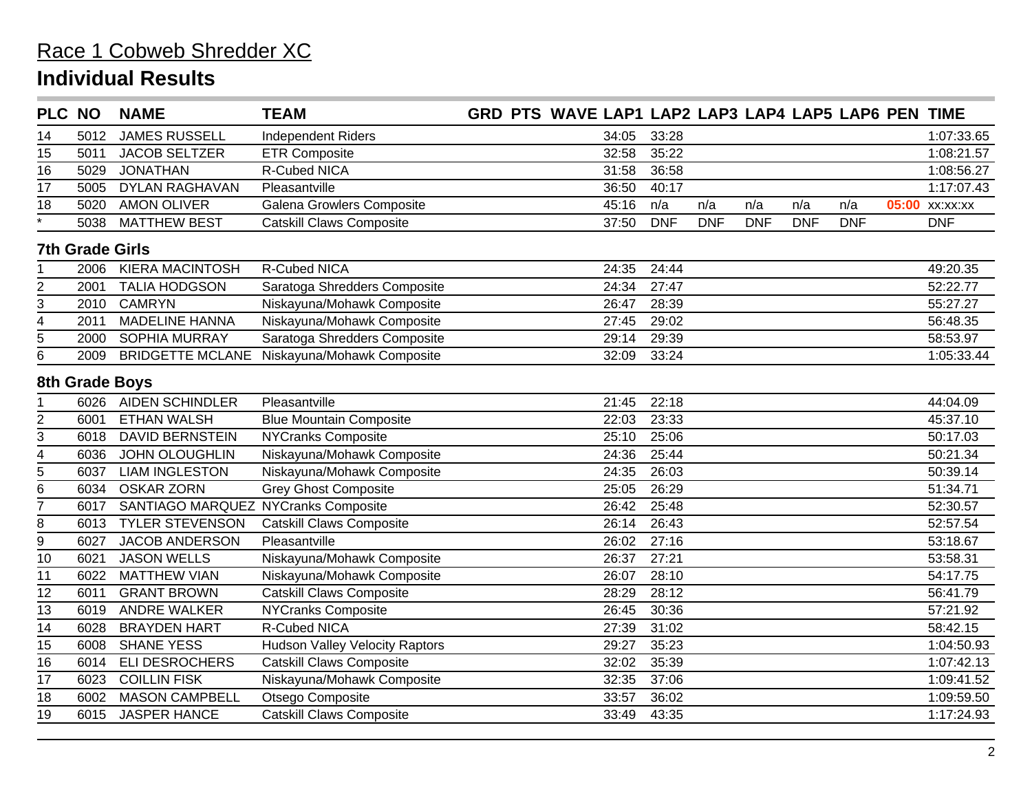# Race 1 Cobweb Shredder XC

## Individual Results

| PLC | NO | NAME | TEAM | GRD | PTS | WAVE | LAP1 | LAP2 | LAP3 | LAP4 | LAP5 | LAP6 | PEN | TIME |
|---|---|---|---|---|---|---|---|---|---|---|---|---|---|---|
| 14 | 5012 | JAMES RUSSELL | Independent Riders | | | | 34:05 | 33:28 | | | | | | 1:07:33.65 |
| 15 | 5011 | JACOB SELTZER | ETR Composite | | | | 32:58 | 35:22 | | | | | | 1:08:21.57 |
| 16 | 5029 | JONATHAN | R-Cubed NICA | | | | 31:58 | 36:58 | | | | | | 1:08:56.27 |
| 17 | 5005 | DYLAN RAGHAVAN | Pleasantville | | | | 36:50 | 40:17 | | | | | | 1:17:07.43 |
| 18 | 5020 | AMON OLIVER | Galena Growlers Composite | | | | 45:16 | n/a | n/a | n/a | n/a | n/a | 05:00 | xx:xx:xx |
| * | 5038 | MATTHEW BEST | Catskill Claws Composite | | | | 37:50 | DNF | DNF | DNF | DNF | DNF | | DNF |

### 7th Grade Girls

| PLC | NO | NAME | TEAM | GRD | PTS | WAVE | LAP1 | LAP2 | LAP3 | LAP4 | LAP5 | LAP6 | PEN | TIME |
|---|---|---|---|---|---|---|---|---|---|---|---|---|---|---|
| 1 | 2006 | KIERA MACINTOSH | R-Cubed NICA | | | | 24:35 | 24:44 | | | | | | 49:20.35 |
| 2 | 2001 | TALIA HODGSON | Saratoga Shredders Composite | | | | 24:34 | 27:47 | | | | | | 52:22.77 |
| 3 | 2010 | CAMRYN | Niskayuna/Mohawk Composite | | | | 26:47 | 28:39 | | | | | | 55:27.27 |
| 4 | 2011 | MADELINE HANNA | Niskayuna/Mohawk Composite | | | | 27:45 | 29:02 | | | | | | 56:48.35 |
| 5 | 2000 | SOPHIA MURRAY | Saratoga Shredders Composite | | | | 29:14 | 29:39 | | | | | | 58:53.97 |
| 6 | 2009 | BRIDGETTE MCLANE | Niskayuna/Mohawk Composite | | | | 32:09 | 33:24 | | | | | | 1:05:33.44 |

### 8th Grade Boys

| PLC | NO | NAME | TEAM | GRD | PTS | WAVE | LAP1 | LAP2 | LAP3 | LAP4 | LAP5 | LAP6 | PEN | TIME |
|---|---|---|---|---|---|---|---|---|---|---|---|---|---|---|
| 1 | 6026 | AIDEN SCHINDLER | Pleasantville | | | | 21:45 | 22:18 | | | | | | 44:04.09 |
| 2 | 6001 | ETHAN WALSH | Blue Mountain Composite | | | | 22:03 | 23:33 | | | | | | 45:37.10 |
| 3 | 6018 | DAVID BERNSTEIN | NYCranks Composite | | | | 25:10 | 25:06 | | | | | | 50:17.03 |
| 4 | 6036 | JOHN OLOUGHLIN | Niskayuna/Mohawk Composite | | | | 24:36 | 25:44 | | | | | | 50:21.34 |
| 5 | 6037 | LIAM INGLESTON | Niskayuna/Mohawk Composite | | | | 24:35 | 26:03 | | | | | | 50:39.14 |
| 6 | 6034 | OSKAR ZORN | Grey Ghost Composite | | | | 25:05 | 26:29 | | | | | | 51:34.71 |
| 7 | 6017 | SANTIAGO MARQUEZ | NYCranks Composite | | | | 26:42 | 25:48 | | | | | | 52:30.57 |
| 8 | 6013 | TYLER STEVENSON | Catskill Claws Composite | | | | 26:14 | 26:43 | | | | | | 52:57.54 |
| 9 | 6027 | JACOB ANDERSON | Pleasantville | | | | 26:02 | 27:16 | | | | | | 53:18.67 |
| 10 | 6021 | JASON WELLS | Niskayuna/Mohawk Composite | | | | 26:37 | 27:21 | | | | | | 53:58.31 |
| 11 | 6022 | MATTHEW VIAN | Niskayuna/Mohawk Composite | | | | 26:07 | 28:10 | | | | | | 54:17.75 |
| 12 | 6011 | GRANT BROWN | Catskill Claws Composite | | | | 28:29 | 28:12 | | | | | | 56:41.79 |
| 13 | 6019 | ANDRE WALKER | NYCranks Composite | | | | 26:45 | 30:36 | | | | | | 57:21.92 |
| 14 | 6028 | BRAYDEN HART | R-Cubed NICA | | | | 27:39 | 31:02 | | | | | | 58:42.15 |
| 15 | 6008 | SHANE YESS | Hudson Valley Velocity Raptors | | | | 29:27 | 35:23 | | | | | | 1:04:50.93 |
| 16 | 6014 | ELI DESROCHERS | Catskill Claws Composite | | | | 32:02 | 35:39 | | | | | | 1:07:42.13 |
| 17 | 6023 | COILLIN FISK | Niskayuna/Mohawk Composite | | | | 32:35 | 37:06 | | | | | | 1:09:41.52 |
| 18 | 6002 | MASON CAMPBELL | Otsego Composite | | | | 33:57 | 36:02 | | | | | | 1:09:59.50 |
| 19 | 6015 | JASPER HANCE | Catskill Claws Composite | | | | 33:49 | 43:35 | | | | | | 1:17:24.93 |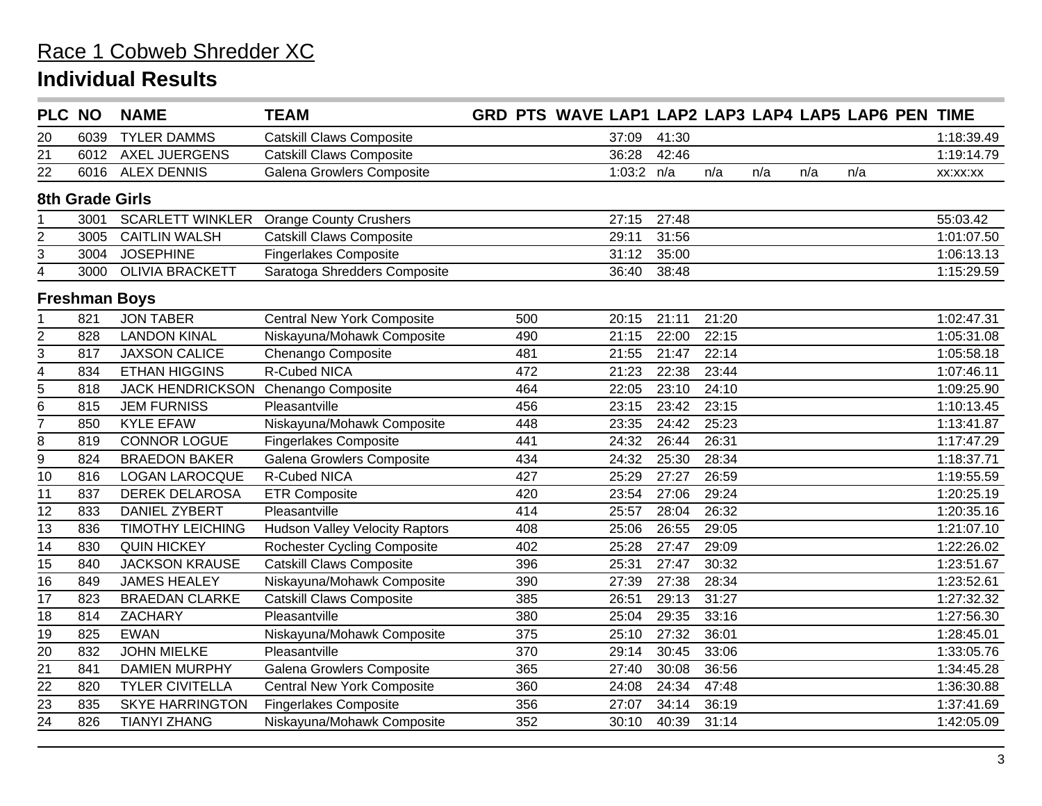# Race 1 Cobweb Shredder XC

## Individual Results

| PLC | NO | NAME | TEAM | GRD | PTS | WAVE | LAP1 | LAP2 | LAP3 | LAP4 | LAP5 | LAP6 | PEN | TIME |
|---|---|---|---|---|---|---|---|---|---|---|---|---|---|---|
| 20 | 6039 | TYLER DAMMS | Catskill Claws Composite | | | | 37:09 | 41:30 | | | | | | 1:18:39.49 |
| 21 | 6012 | AXEL JUERGENS | Catskill Claws Composite | | | | 36:28 | 42:46 | | | | | | 1:19:14.79 |
| 22 | 6016 | ALEX DENNIS | Galena Growlers Composite | | | | 1:03:2 | n/a | n/a | n/a | n/a | n/a | | xx:xx:xx |
| **8th Grade Girls** | | | | | | | | | | | | | | |
| 1 | 3001 | SCARLETT WINKLER | Orange County Crushers | | | | 27:15 | 27:48 | | | | | | 55:03.42 |
| 2 | 3005 | CAITLIN WALSH | Catskill Claws Composite | | | | 29:11 | 31:56 | | | | | | 1:01:07.50 |
| 3 | 3004 | JOSEPHINE | Fingerlakes Composite | | | | 31:12 | 35:00 | | | | | | 1:06:13.13 |
| 4 | 3000 | OLIVIA BRACKETT | Saratoga Shredders Composite | | | | 36:40 | 38:48 | | | | | | 1:15:29.59 |
| **Freshman Boys** | | | | | | | | | | | | | | |
| 1 | 821 | JON TABER | Central New York Composite | | 500 | | 20:15 | 21:11 | 21:20 | | | | | 1:02:47.31 |
| 2 | 828 | LANDON KINAL | Niskayuna/Mohawk Composite | | 490 | | 21:15 | 22:00 | 22:15 | | | | | 1:05:31.08 |
| 3 | 817 | JAXSON CALICE | Chenango Composite | | 481 | | 21:55 | 21:47 | 22:14 | | | | | 1:05:58.18 |
| 4 | 834 | ETHAN HIGGINS | R-Cubed NICA | | 472 | | 21:23 | 22:38 | 23:44 | | | | | 1:07:46.11 |
| 5 | 818 | JACK HENDRICKSON | Chenango Composite | | 464 | | 22:05 | 23:10 | 24:10 | | | | | 1:09:25.90 |
| 6 | 815 | JEM FURNISS | Pleasantville | | 456 | | 23:15 | 23:42 | 23:15 | | | | | 1:10:13.45 |
| 7 | 850 | KYLE EFAW | Niskayuna/Mohawk Composite | | 448 | | 23:35 | 24:42 | 25:23 | | | | | 1:13:41.87 |
| 8 | 819 | CONNOR LOGUE | Fingerlakes Composite | | 441 | | 24:32 | 26:44 | 26:31 | | | | | 1:17:47.29 |
| 9 | 824 | BRAEDON BAKER | Galena Growlers Composite | | 434 | | 24:32 | 25:30 | 28:34 | | | | | 1:18:37.71 |
| 10 | 816 | LOGAN LAROCQUE | R-Cubed NICA | | 427 | | 25:29 | 27:27 | 26:59 | | | | | 1:19:55.59 |
| 11 | 837 | DEREK DELAROSA | ETR Composite | | 420 | | 23:54 | 27:06 | 29:24 | | | | | 1:20:25.19 |
| 12 | 833 | DANIEL ZYBERT | Pleasantville | | 414 | | 25:57 | 28:04 | 26:32 | | | | | 1:20:35.16 |
| 13 | 836 | TIMOTHY LEICHING | Hudson Valley Velocity Raptors | | 408 | | 25:06 | 26:55 | 29:05 | | | | | 1:21:07.10 |
| 14 | 830 | QUIN HICKEY | Rochester Cycling Composite | | 402 | | 25:28 | 27:47 | 29:09 | | | | | 1:22:26.02 |
| 15 | 840 | JACKSON KRAUSE | Catskill Claws Composite | | 396 | | 25:31 | 27:47 | 30:32 | | | | | 1:23:51.67 |
| 16 | 849 | JAMES HEALEY | Niskayuna/Mohawk Composite | | 390 | | 27:39 | 27:38 | 28:34 | | | | | 1:23:52.61 |
| 17 | 823 | BRAEDAN CLARKE | Catskill Claws Composite | | 385 | | 26:51 | 29:13 | 31:27 | | | | | 1:27:32.32 |
| 18 | 814 | ZACHARY | Pleasantville | | 380 | | 25:04 | 29:35 | 33:16 | | | | | 1:27:56.30 |
| 19 | 825 | EWAN | Niskayuna/Mohawk Composite | | 375 | | 25:10 | 27:32 | 36:01 | | | | | 1:28:45.01 |
| 20 | 832 | JOHN MIELKE | Pleasantville | | 370 | | 29:14 | 30:45 | 33:06 | | | | | 1:33:05.76 |
| 21 | 841 | DAMIEN MURPHY | Galena Growlers Composite | | 365 | | 27:40 | 30:08 | 36:56 | | | | | 1:34:45.28 |
| 22 | 820 | TYLER CIVITELLA | Central New York Composite | | 360 | | 24:08 | 24:34 | 47:48 | | | | | 1:36:30.88 |
| 23 | 835 | SKYE HARRINGTON | Fingerlakes Composite | | 356 | | 27:07 | 34:14 | 36:19 | | | | | 1:37:41.69 |
| 24 | 826 | TIANYI ZHANG | Niskayuna/Mohawk Composite | | 352 | | 30:10 | 40:39 | 31:14 | | | | | 1:42:05.09 |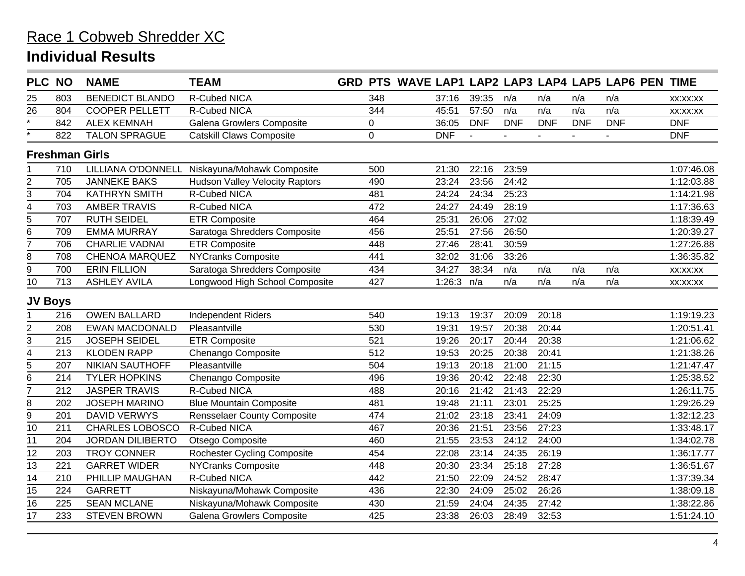# Race 1 Cobweb Shredder XC

## Individual Results

| PLC | NO | NAME | TEAM | GRD | PTS | WAVE | LAP1 | LAP2 | LAP3 | LAP4 | LAP5 | LAP6 | PEN | TIME |
|---|---|---|---|---|---|---|---|---|---|---|---|---|---|---|
| 25 | 803 | BENEDICT BLANDO | R-Cubed NICA | | 348 | | 37:16 | 39:35 | n/a | n/a | n/a | n/a | | xx:xx:xx |
| 26 | 804 | COOPER PELLETT | R-Cubed NICA | | 344 | | 45:51 | 57:50 | n/a | n/a | n/a | n/a | | xx:xx:xx |
| * | 842 | ALEX KEMNAH | Galena Growlers Composite | | 0 | | 36:05 | DNF | DNF | DNF | DNF | DNF | | DNF |
| * | 822 | TALON SPRAGUE | Catskill Claws Composite | | 0 | | DNF | - | - | - | - | - | | DNF |

### Freshman Girls

| PLC | NO | NAME | TEAM | GRD | PTS | WAVE | LAP1 | LAP2 | LAP3 | LAP4 | LAP5 | LAP6 | PEN | TIME |
|---|---|---|---|---|---|---|---|---|---|---|---|---|---|---|
| 1 | 710 | LILLIANA O'DONNELL | Niskayuna/Mohawk Composite | | 500 | | 21:30 | 22:16 | 23:59 | | | | | 1:07:46.08 |
| 2 | 705 | JANNEKE BAKS | Hudson Valley Velocity Raptors | | 490 | | 23:24 | 23:56 | 24:42 | | | | | 1:12:03.88 |
| 3 | 704 | KATHRYN SMITH | R-Cubed NICA | | 481 | | 24:24 | 24:34 | 25:23 | | | | | 1:14:21.98 |
| 4 | 703 | AMBER TRAVIS | R-Cubed NICA | | 472 | | 24:27 | 24:49 | 28:19 | | | | | 1:17:36.63 |
| 5 | 707 | RUTH SEIDEL | ETR Composite | | 464 | | 25:31 | 26:06 | 27:02 | | | | | 1:18:39.49 |
| 6 | 709 | EMMA MURRAY | Saratoga Shredders Composite | | 456 | | 25:51 | 27:56 | 26:50 | | | | | 1:20:39.27 |
| 7 | 706 | CHARLIE VADNAI | ETR Composite | | 448 | | 27:46 | 28:41 | 30:59 | | | | | 1:27:26.88 |
| 8 | 708 | CHENOA MARQUEZ | NYCranks Composite | | 441 | | 32:02 | 31:06 | 33:26 | | | | | 1:36:35.82 |
| 9 | 700 | ERIN FILLION | Saratoga Shredders Composite | | 434 | | 34:27 | 38:34 | n/a | n/a | n/a | n/a | | xx:xx:xx |
| 10 | 713 | ASHLEY AVILA | Longwood High School Composite | | 427 | | 1:26:3 | n/a | n/a | n/a | n/a | n/a | | xx:xx:xx |

### JV Boys

| PLC | NO | NAME | TEAM | GRD | PTS | WAVE | LAP1 | LAP2 | LAP3 | LAP4 | LAP5 | LAP6 | PEN | TIME |
|---|---|---|---|---|---|---|---|---|---|---|---|---|---|---|
| 1 | 216 | OWEN BALLARD | Independent Riders | | 540 | | 19:13 | 19:37 | 20:09 | 20:18 | | | | 1:19:19.23 |
| 2 | 208 | EWAN MACDONALD | Pleasantville | | 530 | | 19:31 | 19:57 | 20:38 | 20:44 | | | | 1:20:51.41 |
| 3 | 215 | JOSEPH SEIDEL | ETR Composite | | 521 | | 19:26 | 20:17 | 20:44 | 20:38 | | | | 1:21:06.62 |
| 4 | 213 | KLODEN RAPP | Chenango Composite | | 512 | | 19:53 | 20:25 | 20:38 | 20:41 | | | | 1:21:38.26 |
| 5 | 207 | NIKIAN SAUTHOFF | Pleasantville | | 504 | | 19:13 | 20:18 | 21:00 | 21:15 | | | | 1:21:47.47 |
| 6 | 214 | TYLER HOPKINS | Chenango Composite | | 496 | | 19:36 | 20:42 | 22:48 | 22:30 | | | | 1:25:38.52 |
| 7 | 212 | JASPER TRAVIS | R-Cubed NICA | | 488 | | 20:16 | 21:42 | 21:43 | 22:29 | | | | 1:26:11.75 |
| 8 | 202 | JOSEPH MARINO | Blue Mountain Composite | | 481 | | 19:48 | 21:11 | 23:01 | 25:25 | | | | 1:29:26.29 |
| 9 | 201 | DAVID VERWYS | Rensselaer County Composite | | 474 | | 21:02 | 23:18 | 23:41 | 24:09 | | | | 1:32:12.23 |
| 10 | 211 | CHARLES LOBOSCO | R-Cubed NICA | | 467 | | 20:36 | 21:51 | 23:56 | 27:23 | | | | 1:33:48.17 |
| 11 | 204 | JORDAN DILIBERTO | Otsego Composite | | 460 | | 21:55 | 23:53 | 24:12 | 24:00 | | | | 1:34:02.78 |
| 12 | 203 | TROY CONNER | Rochester Cycling Composite | | 454 | | 22:08 | 23:14 | 24:35 | 26:19 | | | | 1:36:17.77 |
| 13 | 221 | GARRET WIDER | NYCranks Composite | | 448 | | 20:30 | 23:34 | 25:18 | 27:28 | | | | 1:36:51.67 |
| 14 | 210 | PHILLIP MAUGHAN | R-Cubed NICA | | 442 | | 21:50 | 22:09 | 24:52 | 28:47 | | | | 1:37:39.34 |
| 15 | 224 | GARRETT | Niskayuna/Mohawk Composite | | 436 | | 22:30 | 24:09 | 25:02 | 26:26 | | | | 1:38:09.18 |
| 16 | 225 | SEAN MCLANE | Niskayuna/Mohawk Composite | | 430 | | 21:59 | 24:04 | 24:35 | 27:42 | | | | 1:38:22.86 |
| 17 | 233 | STEVEN BROWN | Galena Growlers Composite | | 425 | | 23:38 | 26:03 | 28:49 | 32:53 | | | | 1:51:24.10 |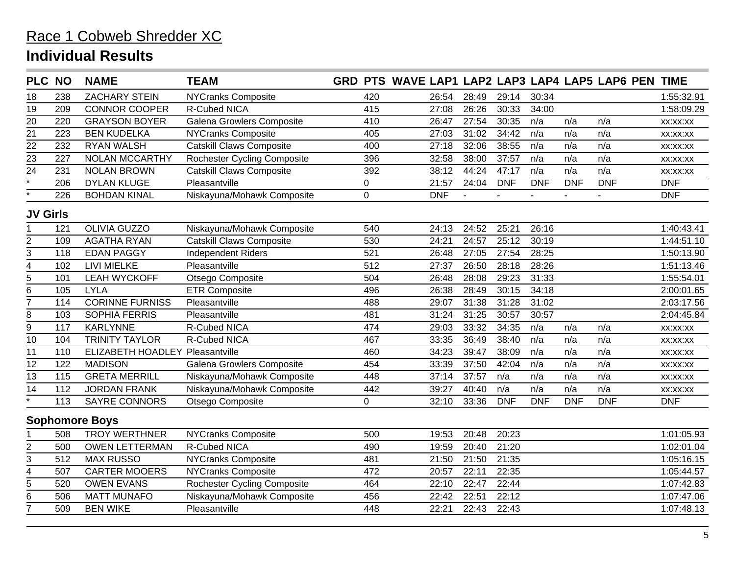# Race 1 Cobweb Shredder XC

## Individual Results

| PLC | NO | NAME | TEAM | GRD | PTS | WAVE | LAP1 | LAP2 | LAP3 | LAP4 | LAP5 | LAP6 | PEN | TIME |
|---|---|---|---|---|---|---|---|---|---|---|---|---|---|---|
| 18 | 238 | ZACHARY STEIN | NYCranks Composite | | 420 | | 26:54 | 28:49 | 29:14 | 30:34 | | | | 1:55:32.91 |
| 19 | 209 | CONNOR COOPER | R-Cubed NICA | | 415 | | 27:08 | 26:26 | 30:33 | 34:00 | | | | 1:58:09.29 |
| 20 | 220 | GRAYSON BOYER | Galena Growlers Composite | | 410 | | 26:47 | 27:54 | 30:35 | n/a | n/a | n/a | | xx:xx:xx |
| 21 | 223 | BEN KUDELKA | NYCranks Composite | | 405 | | 27:03 | 31:02 | 34:42 | n/a | n/a | n/a | | xx:xx:xx |
| 22 | 232 | RYAN WALSH | Catskill Claws Composite | | 400 | | 27:18 | 32:06 | 38:55 | n/a | n/a | n/a | | xx:xx:xx |
| 23 | 227 | NOLAN MCCARTHY | Rochester Cycling Composite | | 396 | | 32:58 | 38:00 | 37:57 | n/a | n/a | n/a | | xx:xx:xx |
| 24 | 231 | NOLAN BROWN | Catskill Claws Composite | | 392 | | 38:12 | 44:24 | 47:17 | n/a | n/a | n/a | | xx:xx:xx |
| * | 206 | DYLAN KLUGE | Pleasantville | | 0 | | 21:57 | 24:04 | DNF | DNF | DNF | DNF | | DNF |
| * | 226 | BOHDAN KINAL | Niskayuna/Mohawk Composite | | 0 | | DNF | - | - | - | - | - | | DNF |

### JV Girls

| PLC | NO | NAME | TEAM | GRD | PTS | WAVE | LAP1 | LAP2 | LAP3 | LAP4 | LAP5 | LAP6 | PEN | TIME |
|---|---|---|---|---|---|---|---|---|---|---|---|---|---|---|
| 1 | 121 | OLIVIA GUZZO | Niskayuna/Mohawk Composite | | 540 | | 24:13 | 24:52 | 25:21 | 26:16 | | | | 1:40:43.41 |
| 2 | 109 | AGATHA RYAN | Catskill Claws Composite | | 530 | | 24:21 | 24:57 | 25:12 | 30:19 | | | | 1:44:51.10 |
| 3 | 118 | EDAN PAGGY | Independent Riders | | 521 | | 26:48 | 27:05 | 27:54 | 28:25 | | | | 1:50:13.90 |
| 4 | 102 | LIVI MIELKE | Pleasantville | | 512 | | 27:37 | 26:50 | 28:18 | 28:26 | | | | 1:51:13.46 |
| 5 | 101 | LEAH WYCKOFF | Otsego Composite | | 504 | | 26:48 | 28:08 | 29:23 | 31:33 | | | | 1:55:54.01 |
| 6 | 105 | LYLA | ETR Composite | | 496 | | 26:38 | 28:49 | 30:15 | 34:18 | | | | 2:00:01.65 |
| 7 | 114 | CORINNE FURNISS | Pleasantville | | 488 | | 29:07 | 31:38 | 31:28 | 31:02 | | | | 2:03:17.56 |
| 8 | 103 | SOPHIA FERRIS | Pleasantville | | 481 | | 31:24 | 31:25 | 30:57 | 30:57 | | | | 2:04:45.84 |
| 9 | 117 | KARLYNNE | R-Cubed NICA | | 474 | | 29:03 | 33:32 | 34:35 | n/a | n/a | n/a | | xx:xx:xx |
| 10 | 104 | TRINITY TAYLOR | R-Cubed NICA | | 467 | | 33:35 | 36:49 | 38:40 | n/a | n/a | n/a | | xx:xx:xx |
| 11 | 110 | ELIZABETH HOADLEY | Pleasantville | | 460 | | 34:23 | 39:47 | 38:09 | n/a | n/a | n/a | | xx:xx:xx |
| 12 | 122 | MADISON | Galena Growlers Composite | | 454 | | 33:39 | 37:50 | 42:04 | n/a | n/a | n/a | | xx:xx:xx |
| 13 | 115 | GRETA MERRILL | Niskayuna/Mohawk Composite | | 448 | | 37:14 | 37:57 | n/a | n/a | n/a | n/a | | xx:xx:xx |
| 14 | 112 | JORDAN FRANK | Niskayuna/Mohawk Composite | | 442 | | 39:27 | 40:40 | n/a | n/a | n/a | n/a | | xx:xx:xx |
| * | 113 | SAYRE CONNORS | Otsego Composite | | 0 | | 32:10 | 33:36 | DNF | DNF | DNF | DNF | | DNF |

### Sophomore Boys

| PLC | NO | NAME | TEAM | GRD | PTS | WAVE | LAP1 | LAP2 | LAP3 | LAP4 | LAP5 | LAP6 | PEN | TIME |
|---|---|---|---|---|---|---|---|---|---|---|---|---|---|---|
| 1 | 508 | TROY WERTHNER | NYCranks Composite | | 500 | | 19:53 | 20:48 | 20:23 | | | | | 1:01:05.93 |
| 2 | 500 | OWEN LETTERMAN | R-Cubed NICA | | 490 | | 19:59 | 20:40 | 21:20 | | | | | 1:02:01.04 |
| 3 | 512 | MAX RUSSO | NYCranks Composite | | 481 | | 21:50 | 21:50 | 21:35 | | | | | 1:05:16.15 |
| 4 | 507 | CARTER MOOERS | NYCranks Composite | | 472 | | 20:57 | 22:11 | 22:35 | | | | | 1:05:44.57 |
| 5 | 520 | OWEN EVANS | Rochester Cycling Composite | | 464 | | 22:10 | 22:47 | 22:44 | | | | | 1:07:42.83 |
| 6 | 506 | MATT MUNAFO | Niskayuna/Mohawk Composite | | 456 | | 22:42 | 22:51 | 22:12 | | | | | 1:07:47.06 |
| 7 | 509 | BEN WIKE | Pleasantville | | 448 | | 22:21 | 22:43 | 22:43 | | | | | 1:07:48.13 |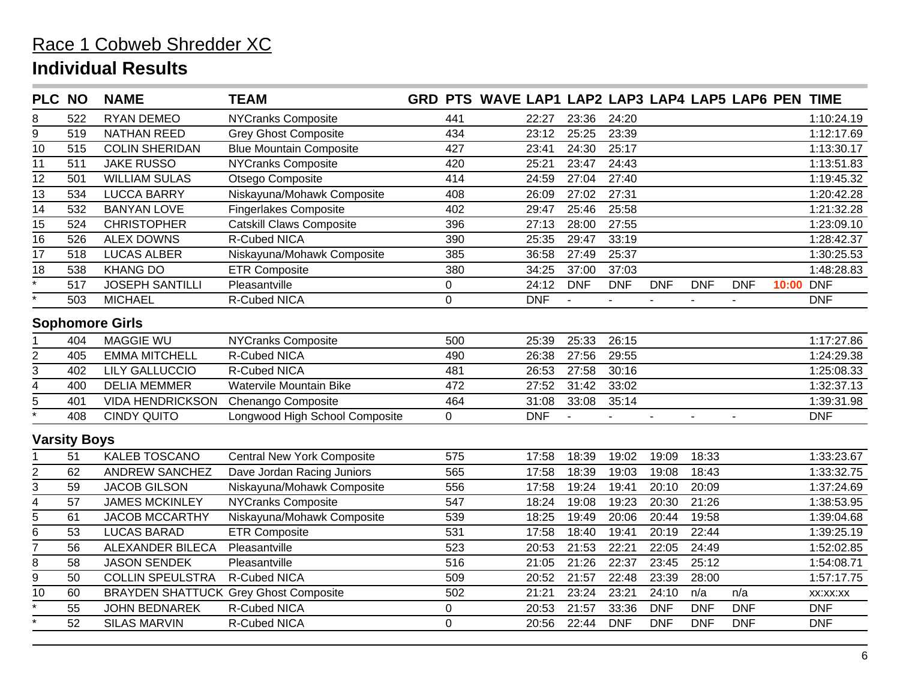# Race 1 Cobweb Shredder XC

## Individual Results

| PLC | NO | NAME | TEAM | GRD | PTS | WAVE | LAP1 | LAP2 | LAP3 | LAP4 | LAP5 | LAP6 | PEN | TIME |
|---|---|---|---|---|---|---|---|---|---|---|---|---|---|---|
| 8 | 522 | RYAN DEMEO | NYCranks Composite | | 441 | | 22:27 | 23:36 | 24:20 | | | | | 1:10:24.19 |
| 9 | 519 | NATHAN REED | Grey Ghost Composite | | 434 | | 23:12 | 25:25 | 23:39 | | | | | 1:12:17.69 |
| 10 | 515 | COLIN SHERIDAN | Blue Mountain Composite | | 427 | | 23:41 | 24:30 | 25:17 | | | | | 1:13:30.17 |
| 11 | 511 | JAKE RUSSO | NYCranks Composite | | 420 | | 25:21 | 23:47 | 24:43 | | | | | 1:13:51.83 |
| 12 | 501 | WILLIAM SULAS | Otsego Composite | | 414 | | 24:59 | 27:04 | 27:40 | | | | | 1:19:45.32 |
| 13 | 534 | LUCCA BARRY | Niskayuna/Mohawk Composite | | 408 | | 26:09 | 27:02 | 27:31 | | | | | 1:20:42.28 |
| 14 | 532 | BANYAN LOVE | Fingerlakes Composite | | 402 | | 29:47 | 25:46 | 25:58 | | | | | 1:21:32.28 |
| 15 | 524 | CHRISTOPHER | Catskill Claws Composite | | 396 | | 27:13 | 28:00 | 27:55 | | | | | 1:23:09.10 |
| 16 | 526 | ALEX DOWNS | R-Cubed NICA | | 390 | | 25:35 | 29:47 | 33:19 | | | | | 1:28:42.37 |
| 17 | 518 | LUCAS ALBER | Niskayuna/Mohawk Composite | | 385 | | 36:58 | 27:49 | 25:37 | | | | | 1:30:25.53 |
| 18 | 538 | KHANG DO | ETR Composite | | 380 | | 34:25 | 37:00 | 37:03 | | | | | 1:48:28.83 |
| * | 517 | JOSEPH SANTILLI | Pleasantville | | 0 | | 24:12 | DNF | DNF | DNF | DNF | DNF | 10:00 | DNF |
| * | 503 | MICHAEL | R-Cubed NICA | | 0 | | DNF | - | - | - | - | - | | DNF |

### Sophomore Girls

| PLC | NO | NAME | TEAM | GRD | PTS | WAVE | LAP1 | LAP2 | LAP3 | LAP4 | LAP5 | LAP6 | PEN | TIME |
|---|---|---|---|---|---|---|---|---|---|---|---|---|---|---|
| 1 | 404 | MAGGIE WU | NYCranks Composite | | 500 | | 25:39 | 25:33 | 26:15 | | | | | 1:17:27.86 |
| 2 | 405 | EMMA MITCHELL | R-Cubed NICA | | 490 | | 26:38 | 27:56 | 29:55 | | | | | 1:24:29.38 |
| 3 | 402 | LILY GALLUCCIO | R-Cubed NICA | | 481 | | 26:53 | 27:58 | 30:16 | | | | | 1:25:08.33 |
| 4 | 400 | DELIA MEMMER | Watervile Mountain Bike | | 472 | | 27:52 | 31:42 | 33:02 | | | | | 1:32:37.13 |
| 5 | 401 | VIDA HENDRICKSON | Chenango Composite | | 464 | | 31:08 | 33:08 | 35:14 | | | | | 1:39:31.98 |
| * | 408 | CINDY QUITO | Longwood High School Composite | | 0 | | DNF | - | - | - | - | - | | DNF |

### Varsity Boys

| PLC | NO | NAME | TEAM | GRD | PTS | WAVE | LAP1 | LAP2 | LAP3 | LAP4 | LAP5 | LAP6 | PEN | TIME |
|---|---|---|---|---|---|---|---|---|---|---|---|---|---|---|
| 1 | 51 | KALEB TOSCANO | Central New York Composite | | 575 | | 17:58 | 18:39 | 19:02 | 19:09 | 18:33 | | | 1:33:23.67 |
| 2 | 62 | ANDREW SANCHEZ | Dave Jordan Racing Juniors | | 565 | | 17:58 | 18:39 | 19:03 | 19:08 | 18:43 | | | 1:33:32.75 |
| 3 | 59 | JACOB GILSON | Niskayuna/Mohawk Composite | | 556 | | 17:58 | 19:24 | 19:41 | 20:10 | 20:09 | | | 1:37:24.69 |
| 4 | 57 | JAMES MCKINLEY | NYCranks Composite | | 547 | | 18:24 | 19:08 | 19:23 | 20:30 | 21:26 | | | 1:38:53.95 |
| 5 | 61 | JACOB MCCARTHY | Niskayuna/Mohawk Composite | | 539 | | 18:25 | 19:49 | 20:06 | 20:44 | 19:58 | | | 1:39:04.68 |
| 6 | 53 | LUCAS BARAD | ETR Composite | | 531 | | 17:58 | 18:40 | 19:41 | 20:19 | 22:44 | | | 1:39:25.19 |
| 7 | 56 | ALEXANDER BILECA | Pleasantville | | 523 | | 20:53 | 21:53 | 22:21 | 22:05 | 24:49 | | | 1:52:02.85 |
| 8 | 58 | JASON SENDEK | Pleasantville | | 516 | | 21:05 | 21:26 | 22:37 | 23:45 | 25:12 | | | 1:54:08.71 |
| 9 | 50 | COLLIN SPEULSTRA | R-Cubed NICA | | 509 | | 20:52 | 21:57 | 22:48 | 23:39 | 28:00 | | | 1:57:17.75 |
| 10 | 60 | BRAYDEN SHATTUCK | Grey Ghost Composite | | 502 | | 21:21 | 23:24 | 23:21 | 24:10 | n/a | n/a | | xx:xx:xx |
| * | 55 | JOHN BEDNAREK | R-Cubed NICA | | 0 | | 20:53 | 21:57 | 33:36 | DNF | DNF | DNF | | DNF |
| * | 52 | SILAS MARVIN | R-Cubed NICA | | 0 | | 20:56 | 22:44 | DNF | DNF | DNF | DNF | | DNF |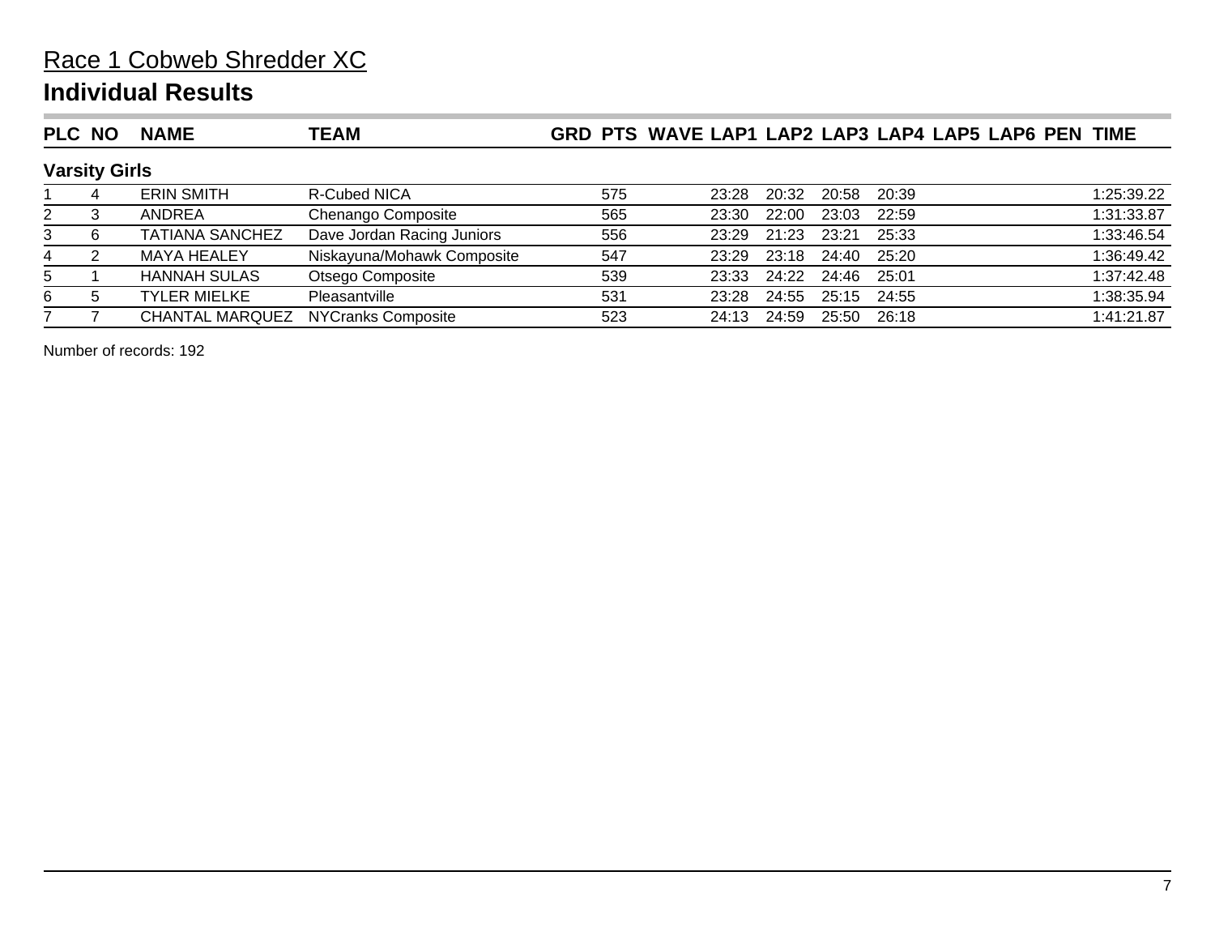# Race 1 Cobweb Shredder XC

## Individual Results

| PLC | NO | NAME | TEAM | GRD | PTS | WAVE | LAP1 | LAP2 | LAP3 | LAP4 | LAP5 | LAP6 | PEN | TIME |
|---|---|---|---|---|---|---|---|---|---|---|---|---|---|---|
| **Varsity Girls** | | | | | | | | | | | | | | |
| 1 | 4 | ERIN SMITH | R-Cubed NICA | | 575 | | 23:28 | 20:32 | 20:58 | 20:39 | | | | 1:25:39.22 |
| 2 | 3 | ANDREA | Chenango Composite | | 565 | | 23:30 | 22:00 | 23:03 | 22:59 | | | | 1:31:33.87 |
| 3 | 6 | TATIANA SANCHEZ | Dave Jordan Racing Juniors | | 556 | | 23:29 | 21:23 | 23:21 | 25:33 | | | | 1:33:46.54 |
| 4 | 2 | MAYA HEALEY | Niskayuna/Mohawk Composite | | 547 | | 23:29 | 23:18 | 24:40 | 25:20 | | | | 1:36:49.42 |
| 5 | 1 | HANNAH SULAS | Otsego Composite | | 539 | | 23:33 | 24:22 | 24:46 | 25:01 | | | | 1:37:42.48 |
| 6 | 5 | TYLER MIELKE | Pleasantville | | 531 | | 23:28 | 24:55 | 25:15 | 24:55 | | | | 1:38:35.94 |
| 7 | 7 | CHANTAL MARQUEZ | NYCranks Composite | | 523 | | 24:13 | 24:59 | 25:50 | 26:18 | | | | 1:41:21.87 |

Number of records: 192